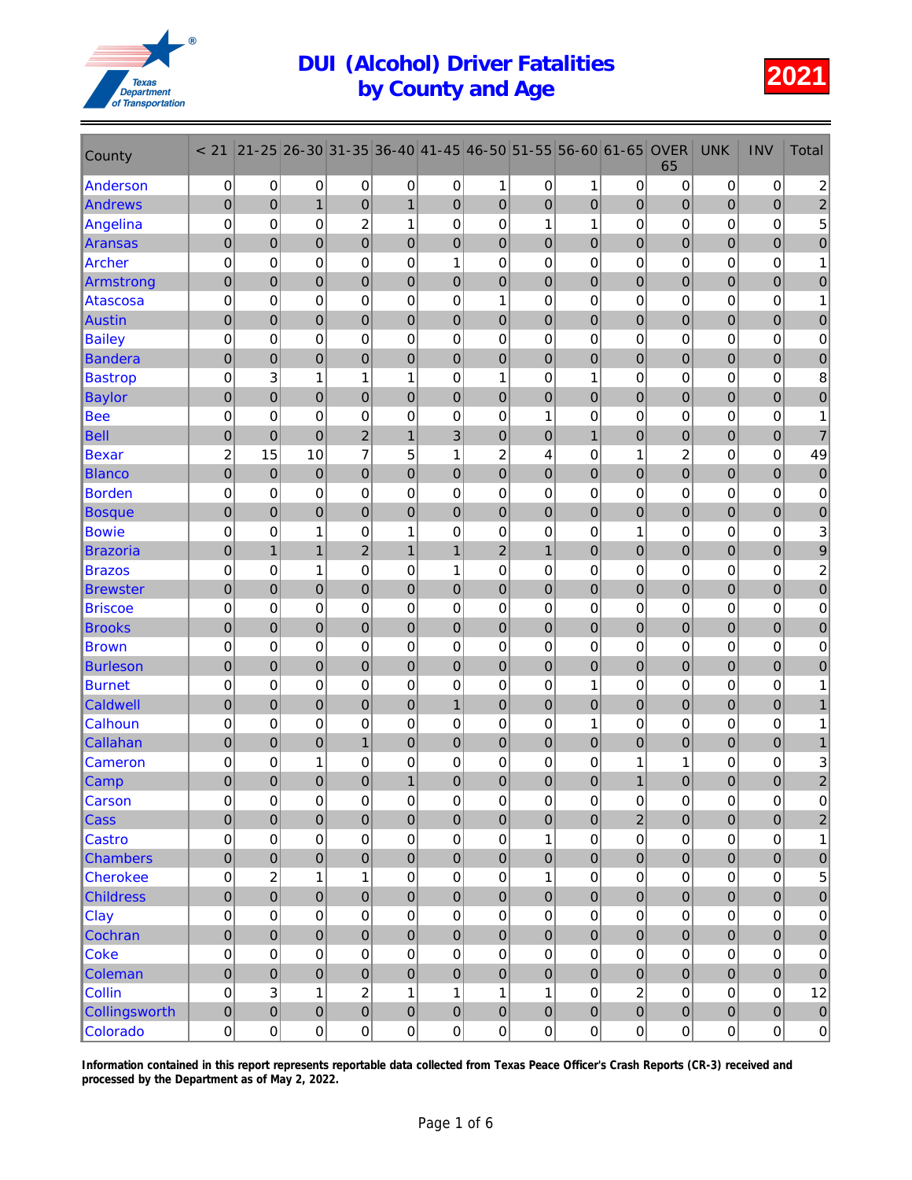# DUI (Alcohol) Driver Fatalities by County and Age

**2021**

| County | < 21 | 21-25 | 26-30 | 31-35 | 36-40 | 41-45 | 46-50 | 51-55 | 56-60 | 61-65 | OVER 65 | UNK | INV | Total |
|---|---|---|---|---|---|---|---|---|---|---|---|---|---|---|
| Anderson | 0 | 0 | 0 | 0 | 0 | 0 | 1 | 0 | 1 | 0 | 0 | 0 | 0 | 2 |
| Andrews | 0 | 0 | 1 | 0 | 1 | 0 | 0 | 0 | 0 | 0 | 0 | 0 | 0 | 2 |
| Angelina | 0 | 0 | 0 | 2 | 1 | 0 | 0 | 1 | 1 | 0 | 0 | 0 | 0 | 5 |
| Aransas | 0 | 0 | 0 | 0 | 0 | 0 | 0 | 0 | 0 | 0 | 0 | 0 | 0 | 0 |
| Archer | 0 | 0 | 0 | 0 | 0 | 1 | 0 | 0 | 0 | 0 | 0 | 0 | 0 | 1 |
| Armstrong | 0 | 0 | 0 | 0 | 0 | 0 | 0 | 0 | 0 | 0 | 0 | 0 | 0 | 0 |
| Atascosa | 0 | 0 | 0 | 0 | 0 | 0 | 1 | 0 | 0 | 0 | 0 | 0 | 0 | 1 |
| Austin | 0 | 0 | 0 | 0 | 0 | 0 | 0 | 0 | 0 | 0 | 0 | 0 | 0 | 0 |
| Bailey | 0 | 0 | 0 | 0 | 0 | 0 | 0 | 0 | 0 | 0 | 0 | 0 | 0 | 0 |
| Bandera | 0 | 0 | 0 | 0 | 0 | 0 | 0 | 0 | 0 | 0 | 0 | 0 | 0 | 0 |
| Bastrop | 0 | 3 | 1 | 1 | 1 | 0 | 1 | 0 | 1 | 0 | 0 | 0 | 0 | 8 |
| Baylor | 0 | 0 | 0 | 0 | 0 | 0 | 0 | 0 | 0 | 0 | 0 | 0 | 0 | 0 |
| Bee | 0 | 0 | 0 | 0 | 0 | 0 | 0 | 1 | 0 | 0 | 0 | 0 | 0 | 1 |
| Bell | 0 | 0 | 0 | 2 | 1 | 3 | 0 | 0 | 1 | 0 | 0 | 0 | 0 | 7 |
| Bexar | 2 | 15 | 10 | 7 | 5 | 1 | 2 | 4 | 0 | 1 | 2 | 0 | 0 | 49 |
| Blanco | 0 | 0 | 0 | 0 | 0 | 0 | 0 | 0 | 0 | 0 | 0 | 0 | 0 | 0 |
| Borden | 0 | 0 | 0 | 0 | 0 | 0 | 0 | 0 | 0 | 0 | 0 | 0 | 0 | 0 |
| Bosque | 0 | 0 | 0 | 0 | 0 | 0 | 0 | 0 | 0 | 0 | 0 | 0 | 0 | 0 |
| Bowie | 0 | 0 | 1 | 0 | 1 | 0 | 0 | 0 | 0 | 1 | 0 | 0 | 0 | 3 |
| Brazoria | 0 | 1 | 1 | 2 | 1 | 1 | 2 | 1 | 0 | 0 | 0 | 0 | 0 | 9 |
| Brazos | 0 | 0 | 1 | 0 | 0 | 1 | 0 | 0 | 0 | 0 | 0 | 0 | 0 | 2 |
| Brewster | 0 | 0 | 0 | 0 | 0 | 0 | 0 | 0 | 0 | 0 | 0 | 0 | 0 | 0 |
| Briscoe | 0 | 0 | 0 | 0 | 0 | 0 | 0 | 0 | 0 | 0 | 0 | 0 | 0 | 0 |
| Brooks | 0 | 0 | 0 | 0 | 0 | 0 | 0 | 0 | 0 | 0 | 0 | 0 | 0 | 0 |
| Brown | 0 | 0 | 0 | 0 | 0 | 0 | 0 | 0 | 0 | 0 | 0 | 0 | 0 | 0 |
| Burleson | 0 | 0 | 0 | 0 | 0 | 0 | 0 | 0 | 0 | 0 | 0 | 0 | 0 | 0 |
| Burnet | 0 | 0 | 0 | 0 | 0 | 0 | 0 | 0 | 1 | 0 | 0 | 0 | 0 | 1 |
| Caldwell | 0 | 0 | 0 | 0 | 0 | 1 | 0 | 0 | 0 | 0 | 0 | 0 | 0 | 1 |
| Calhoun | 0 | 0 | 0 | 0 | 0 | 0 | 0 | 0 | 1 | 0 | 0 | 0 | 0 | 1 |
| Callahan | 0 | 0 | 0 | 1 | 0 | 0 | 0 | 0 | 0 | 0 | 0 | 0 | 0 | 1 |
| Cameron | 0 | 0 | 1 | 0 | 0 | 0 | 0 | 0 | 0 | 1 | 1 | 0 | 0 | 3 |
| Camp | 0 | 0 | 0 | 0 | 1 | 0 | 0 | 0 | 0 | 1 | 0 | 0 | 0 | 2 |
| Carson | 0 | 0 | 0 | 0 | 0 | 0 | 0 | 0 | 0 | 0 | 0 | 0 | 0 | 0 |
| Cass | 0 | 0 | 0 | 0 | 0 | 0 | 0 | 0 | 0 | 2 | 0 | 0 | 0 | 2 |
| Castro | 0 | 0 | 0 | 0 | 0 | 0 | 0 | 1 | 0 | 0 | 0 | 0 | 0 | 1 |
| Chambers | 0 | 0 | 0 | 0 | 0 | 0 | 0 | 0 | 0 | 0 | 0 | 0 | 0 | 0 |
| Cherokee | 0 | 2 | 1 | 1 | 0 | 0 | 0 | 1 | 0 | 0 | 0 | 0 | 0 | 5 |
| Childress | 0 | 0 | 0 | 0 | 0 | 0 | 0 | 0 | 0 | 0 | 0 | 0 | 0 | 0 |
| Clay | 0 | 0 | 0 | 0 | 0 | 0 | 0 | 0 | 0 | 0 | 0 | 0 | 0 | 0 |
| Cochran | 0 | 0 | 0 | 0 | 0 | 0 | 0 | 0 | 0 | 0 | 0 | 0 | 0 | 0 |
| Coke | 0 | 0 | 0 | 0 | 0 | 0 | 0 | 0 | 0 | 0 | 0 | 0 | 0 | 0 |
| Coleman | 0 | 0 | 0 | 0 | 0 | 0 | 0 | 0 | 0 | 0 | 0 | 0 | 0 | 0 |
| Collin | 0 | 3 | 1 | 2 | 1 | 1 | 1 | 1 | 0 | 2 | 0 | 0 | 0 | 12 |
| Collingsworth | 0 | 0 | 0 | 0 | 0 | 0 | 0 | 0 | 0 | 0 | 0 | 0 | 0 | 0 |
| Colorado | 0 | 0 | 0 | 0 | 0 | 0 | 0 | 0 | 0 | 0 | 0 | 0 | 0 | 0 |

**Information contained in this report represents reportable data collected from Texas Peace Officer's Crash Reports (CR-3) received and processed by the Department as of May 2, 2022.**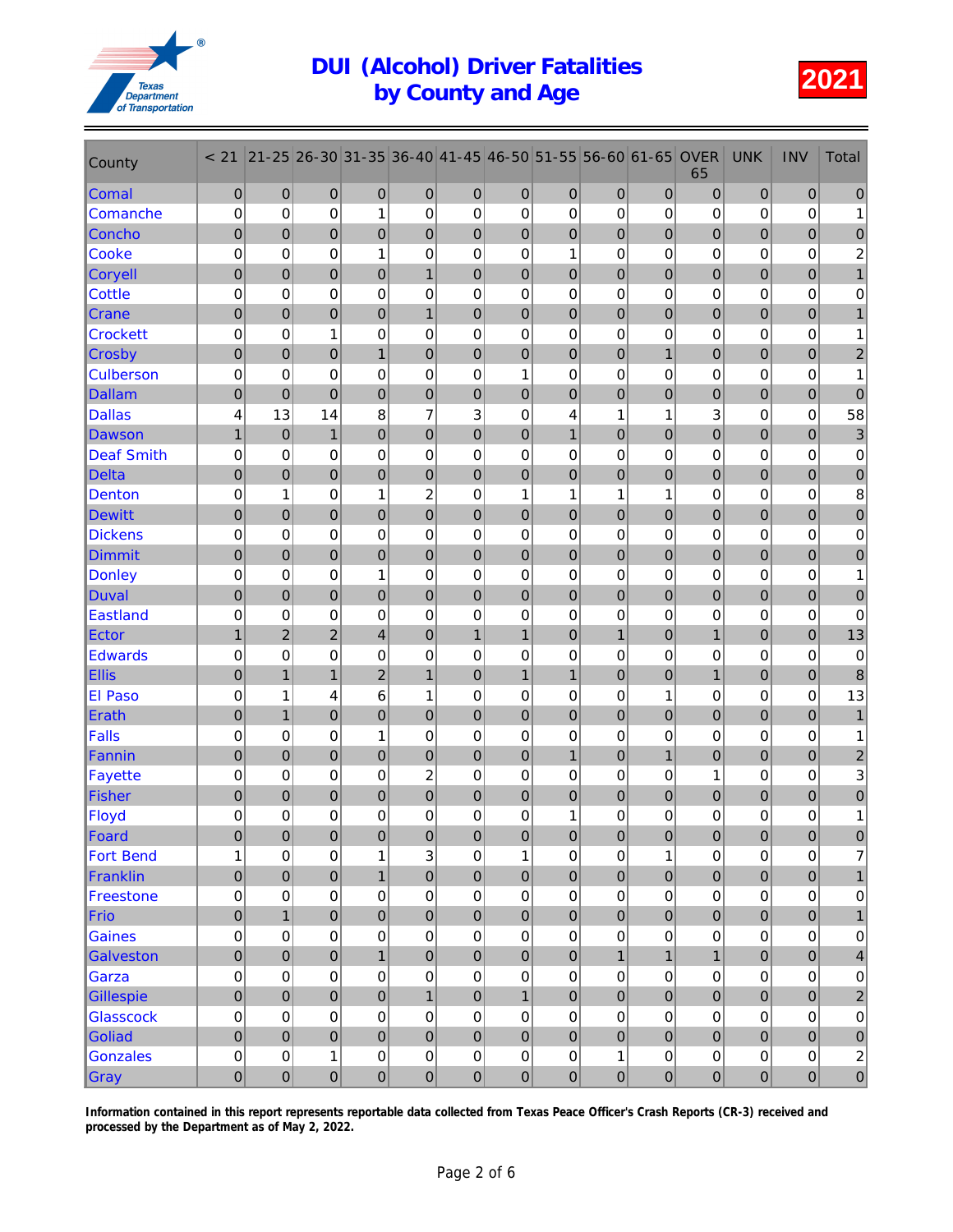# DUI (Alcohol) Driver Fatalities by County and Age

**2021**

| County | < 21 | 21-25 | 26-30 | 31-35 | 36-40 | 41-45 | 46-50 | 51-55 | 56-60 | 61-65 | OVER 65 | UNK | INV | Total |
|---|---|---|---|---|---|---|---|---|---|---|---|---|---|---|
| Comal | 0 | 0 | 0 | 0 | 0 | 0 | 0 | 0 | 0 | 0 | 0 | 0 | 0 | 0 |
| Comanche | 0 | 0 | 0 | 1 | 0 | 0 | 0 | 0 | 0 | 0 | 0 | 0 | 0 | 1 |
| Concho | 0 | 0 | 0 | 0 | 0 | 0 | 0 | 0 | 0 | 0 | 0 | 0 | 0 | 0 |
| Cooke | 0 | 0 | 0 | 1 | 0 | 0 | 0 | 1 | 0 | 0 | 0 | 0 | 0 | 2 |
| Coryell | 0 | 0 | 0 | 0 | 1 | 0 | 0 | 0 | 0 | 0 | 0 | 0 | 0 | 1 |
| Cottle | 0 | 0 | 0 | 0 | 0 | 0 | 0 | 0 | 0 | 0 | 0 | 0 | 0 | 0 |
| Crane | 0 | 0 | 0 | 0 | 1 | 0 | 0 | 0 | 0 | 0 | 0 | 0 | 0 | 1 |
| Crockett | 0 | 0 | 1 | 0 | 0 | 0 | 0 | 0 | 0 | 0 | 0 | 0 | 0 | 1 |
| Crosby | 0 | 0 | 0 | 1 | 0 | 0 | 0 | 0 | 0 | 1 | 0 | 0 | 0 | 2 |
| Culberson | 0 | 0 | 0 | 0 | 0 | 0 | 1 | 0 | 0 | 0 | 0 | 0 | 0 | 1 |
| Dallam | 0 | 0 | 0 | 0 | 0 | 0 | 0 | 0 | 0 | 0 | 0 | 0 | 0 | 0 |
| Dallas | 4 | 13 | 14 | 8 | 7 | 3 | 0 | 4 | 1 | 1 | 3 | 0 | 0 | 58 |
| Dawson | 1 | 0 | 1 | 0 | 0 | 0 | 0 | 1 | 0 | 0 | 0 | 0 | 0 | 3 |
| Deaf Smith | 0 | 0 | 0 | 0 | 0 | 0 | 0 | 0 | 0 | 0 | 0 | 0 | 0 | 0 |
| Delta | 0 | 0 | 0 | 0 | 0 | 0 | 0 | 0 | 0 | 0 | 0 | 0 | 0 | 0 |
| Denton | 0 | 1 | 0 | 1 | 2 | 0 | 1 | 1 | 1 | 1 | 0 | 0 | 0 | 8 |
| Dewitt | 0 | 0 | 0 | 0 | 0 | 0 | 0 | 0 | 0 | 0 | 0 | 0 | 0 | 0 |
| Dickens | 0 | 0 | 0 | 0 | 0 | 0 | 0 | 0 | 0 | 0 | 0 | 0 | 0 | 0 |
| Dimmit | 0 | 0 | 0 | 0 | 0 | 0 | 0 | 0 | 0 | 0 | 0 | 0 | 0 | 0 |
| Donley | 0 | 0 | 0 | 1 | 0 | 0 | 0 | 0 | 0 | 0 | 0 | 0 | 0 | 1 |
| Duval | 0 | 0 | 0 | 0 | 0 | 0 | 0 | 0 | 0 | 0 | 0 | 0 | 0 | 0 |
| Eastland | 0 | 0 | 0 | 0 | 0 | 0 | 0 | 0 | 0 | 0 | 0 | 0 | 0 | 0 |
| Ector | 1 | 2 | 2 | 4 | 0 | 1 | 1 | 0 | 1 | 0 | 1 | 0 | 0 | 13 |
| Edwards | 0 | 0 | 0 | 0 | 0 | 0 | 0 | 0 | 0 | 0 | 0 | 0 | 0 | 0 |
| Ellis | 0 | 1 | 1 | 2 | 1 | 0 | 1 | 1 | 0 | 0 | 1 | 0 | 0 | 8 |
| El Paso | 0 | 1 | 4 | 6 | 1 | 0 | 0 | 0 | 0 | 1 | 0 | 0 | 0 | 13 |
| Erath | 0 | 1 | 0 | 0 | 0 | 0 | 0 | 0 | 0 | 0 | 0 | 0 | 0 | 1 |
| Falls | 0 | 0 | 0 | 1 | 0 | 0 | 0 | 0 | 0 | 0 | 0 | 0 | 0 | 1 |
| Fannin | 0 | 0 | 0 | 0 | 0 | 0 | 0 | 1 | 0 | 1 | 0 | 0 | 0 | 2 |
| Fayette | 0 | 0 | 0 | 0 | 2 | 0 | 0 | 0 | 0 | 0 | 1 | 0 | 0 | 3 |
| Fisher | 0 | 0 | 0 | 0 | 0 | 0 | 0 | 0 | 0 | 0 | 0 | 0 | 0 | 0 |
| Floyd | 0 | 0 | 0 | 0 | 0 | 0 | 0 | 1 | 0 | 0 | 0 | 0 | 0 | 1 |
| Foard | 0 | 0 | 0 | 0 | 0 | 0 | 0 | 0 | 0 | 0 | 0 | 0 | 0 | 0 |
| Fort Bend | 1 | 0 | 0 | 1 | 3 | 0 | 1 | 0 | 0 | 1 | 0 | 0 | 0 | 7 |
| Franklin | 0 | 0 | 0 | 1 | 0 | 0 | 0 | 0 | 0 | 0 | 0 | 0 | 0 | 1 |
| Freestone | 0 | 0 | 0 | 0 | 0 | 0 | 0 | 0 | 0 | 0 | 0 | 0 | 0 | 0 |
| Frio | 0 | 1 | 0 | 0 | 0 | 0 | 0 | 0 | 0 | 0 | 0 | 0 | 0 | 1 |
| Gaines | 0 | 0 | 0 | 0 | 0 | 0 | 0 | 0 | 0 | 0 | 0 | 0 | 0 | 0 |
| Galveston | 0 | 0 | 0 | 1 | 0 | 0 | 0 | 0 | 1 | 1 | 1 | 0 | 0 | 4 |
| Garza | 0 | 0 | 0 | 0 | 0 | 0 | 0 | 0 | 0 | 0 | 0 | 0 | 0 | 0 |
| Gillespie | 0 | 0 | 0 | 0 | 1 | 0 | 1 | 0 | 0 | 0 | 0 | 0 | 0 | 2 |
| Glasscock | 0 | 0 | 0 | 0 | 0 | 0 | 0 | 0 | 0 | 0 | 0 | 0 | 0 | 0 |
| Goliad | 0 | 0 | 0 | 0 | 0 | 0 | 0 | 0 | 0 | 0 | 0 | 0 | 0 | 0 |
| Gonzales | 0 | 0 | 1 | 0 | 0 | 0 | 0 | 0 | 1 | 0 | 0 | 0 | 0 | 2 |
| Gray | 0 | 0 | 0 | 0 | 0 | 0 | 0 | 0 | 0 | 0 | 0 | 0 | 0 | 0 |

**Information contained in this report represents reportable data collected from Texas Peace Officer's Crash Reports (CR-3) received and processed by the Department as of May 2, 2022.**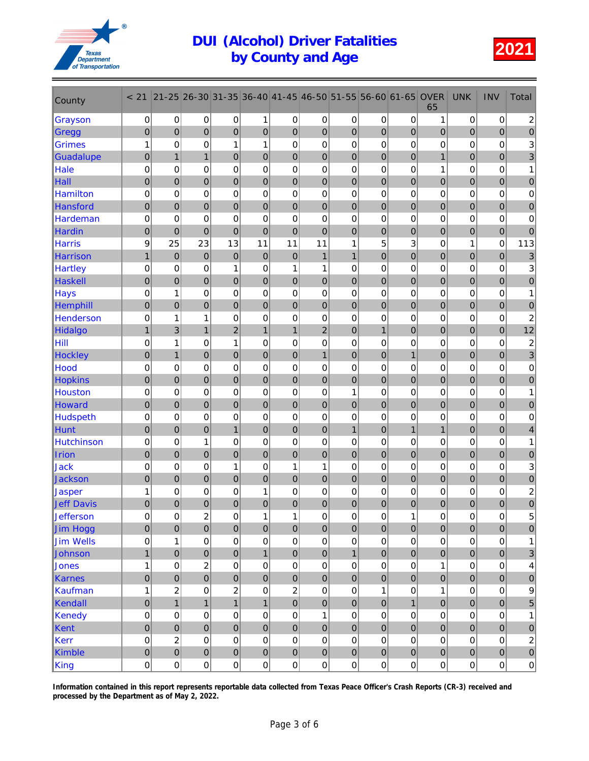# DUI (Alcohol) Driver Fatalities by County and Age

**2021**

| County | < 21 | 21-25 | 26-30 | 31-35 | 36-40 | 41-45 | 46-50 | 51-55 | 56-60 | 61-65 | OVER 65 | UNK | INV | Total |
|---|---|---|---|---|---|---|---|---|---|---|---|---|---|---|
| Grayson | 0 | 0 | 0 | 0 | 1 | 0 | 0 | 0 | 0 | 0 | 1 | 0 | 0 | 2 |
| Gregg | 0 | 0 | 0 | 0 | 0 | 0 | 0 | 0 | 0 | 0 | 0 | 0 | 0 | 0 |
| Grimes | 1 | 0 | 0 | 1 | 1 | 0 | 0 | 0 | 0 | 0 | 0 | 0 | 0 | 3 |
| Guadalupe | 0 | 1 | 1 | 0 | 0 | 0 | 0 | 0 | 0 | 0 | 1 | 0 | 0 | 3 |
| Hale | 0 | 0 | 0 | 0 | 0 | 0 | 0 | 0 | 0 | 0 | 1 | 0 | 0 | 1 |
| Hall | 0 | 0 | 0 | 0 | 0 | 0 | 0 | 0 | 0 | 0 | 0 | 0 | 0 | 0 |
| Hamilton | 0 | 0 | 0 | 0 | 0 | 0 | 0 | 0 | 0 | 0 | 0 | 0 | 0 | 0 |
| Hansford | 0 | 0 | 0 | 0 | 0 | 0 | 0 | 0 | 0 | 0 | 0 | 0 | 0 | 0 |
| Hardeman | 0 | 0 | 0 | 0 | 0 | 0 | 0 | 0 | 0 | 0 | 0 | 0 | 0 | 0 |
| Hardin | 0 | 0 | 0 | 0 | 0 | 0 | 0 | 0 | 0 | 0 | 0 | 0 | 0 | 0 |
| Harris | 9 | 25 | 23 | 13 | 11 | 11 | 11 | 1 | 5 | 3 | 0 | 1 | 0 | 113 |
| Harrison | 1 | 0 | 0 | 0 | 0 | 0 | 1 | 1 | 0 | 0 | 0 | 0 | 0 | 3 |
| Hartley | 0 | 0 | 0 | 1 | 0 | 1 | 1 | 0 | 0 | 0 | 0 | 0 | 0 | 3 |
| Haskell | 0 | 0 | 0 | 0 | 0 | 0 | 0 | 0 | 0 | 0 | 0 | 0 | 0 | 0 |
| Hays | 0 | 1 | 0 | 0 | 0 | 0 | 0 | 0 | 0 | 0 | 0 | 0 | 0 | 1 |
| Hemphill | 0 | 0 | 0 | 0 | 0 | 0 | 0 | 0 | 0 | 0 | 0 | 0 | 0 | 0 |
| Henderson | 0 | 1 | 1 | 0 | 0 | 0 | 0 | 0 | 0 | 0 | 0 | 0 | 0 | 2 |
| Hidalgo | 1 | 3 | 1 | 2 | 1 | 1 | 2 | 0 | 1 | 0 | 0 | 0 | 0 | 12 |
| Hill | 0 | 1 | 0 | 1 | 0 | 0 | 0 | 0 | 0 | 0 | 0 | 0 | 0 | 2 |
| Hockley | 0 | 1 | 0 | 0 | 0 | 0 | 1 | 0 | 0 | 1 | 0 | 0 | 0 | 3 |
| Hood | 0 | 0 | 0 | 0 | 0 | 0 | 0 | 0 | 0 | 0 | 0 | 0 | 0 | 0 |
| Hopkins | 0 | 0 | 0 | 0 | 0 | 0 | 0 | 0 | 0 | 0 | 0 | 0 | 0 | 0 |
| Houston | 0 | 0 | 0 | 0 | 0 | 0 | 0 | 1 | 0 | 0 | 0 | 0 | 0 | 1 |
| Howard | 0 | 0 | 0 | 0 | 0 | 0 | 0 | 0 | 0 | 0 | 0 | 0 | 0 | 0 |
| Hudspeth | 0 | 0 | 0 | 0 | 0 | 0 | 0 | 0 | 0 | 0 | 0 | 0 | 0 | 0 |
| Hunt | 0 | 0 | 0 | 1 | 0 | 0 | 0 | 1 | 0 | 1 | 1 | 0 | 0 | 4 |
| Hutchinson | 0 | 0 | 1 | 0 | 0 | 0 | 0 | 0 | 0 | 0 | 0 | 0 | 0 | 1 |
| Irion | 0 | 0 | 0 | 0 | 0 | 0 | 0 | 0 | 0 | 0 | 0 | 0 | 0 | 0 |
| Jack | 0 | 0 | 0 | 1 | 0 | 1 | 1 | 0 | 0 | 0 | 0 | 0 | 0 | 3 |
| Jackson | 0 | 0 | 0 | 0 | 0 | 0 | 0 | 0 | 0 | 0 | 0 | 0 | 0 | 0 |
| Jasper | 1 | 0 | 0 | 0 | 1 | 0 | 0 | 0 | 0 | 0 | 0 | 0 | 0 | 2 |
| Jeff Davis | 0 | 0 | 0 | 0 | 0 | 0 | 0 | 0 | 0 | 0 | 0 | 0 | 0 | 0 |
| Jefferson | 0 | 0 | 2 | 0 | 1 | 1 | 0 | 0 | 0 | 1 | 0 | 0 | 0 | 5 |
| Jim Hogg | 0 | 0 | 0 | 0 | 0 | 0 | 0 | 0 | 0 | 0 | 0 | 0 | 0 | 0 |
| Jim Wells | 0 | 1 | 0 | 0 | 0 | 0 | 0 | 0 | 0 | 0 | 0 | 0 | 0 | 1 |
| Johnson | 1 | 0 | 0 | 0 | 1 | 0 | 0 | 1 | 0 | 0 | 0 | 0 | 0 | 3 |
| Jones | 1 | 0 | 2 | 0 | 0 | 0 | 0 | 0 | 0 | 0 | 1 | 0 | 0 | 4 |
| Karnes | 0 | 0 | 0 | 0 | 0 | 0 | 0 | 0 | 0 | 0 | 0 | 0 | 0 | 0 |
| Kaufman | 1 | 2 | 0 | 2 | 0 | 2 | 0 | 0 | 1 | 0 | 1 | 0 | 0 | 9 |
| Kendall | 0 | 1 | 1 | 1 | 1 | 0 | 0 | 0 | 0 | 1 | 0 | 0 | 0 | 5 |
| Kenedy | 0 | 0 | 0 | 0 | 0 | 0 | 1 | 0 | 0 | 0 | 0 | 0 | 0 | 1 |
| Kent | 0 | 0 | 0 | 0 | 0 | 0 | 0 | 0 | 0 | 0 | 0 | 0 | 0 | 0 |
| Kerr | 0 | 2 | 0 | 0 | 0 | 0 | 0 | 0 | 0 | 0 | 0 | 0 | 0 | 2 |
| Kimble | 0 | 0 | 0 | 0 | 0 | 0 | 0 | 0 | 0 | 0 | 0 | 0 | 0 | 0 |
| King | 0 | 0 | 0 | 0 | 0 | 0 | 0 | 0 | 0 | 0 | 0 | 0 | 0 | 0 |

**Information contained in this report represents reportable data collected from Texas Peace Officer's Crash Reports (CR-3) received and processed by the Department as of May 2, 2022.**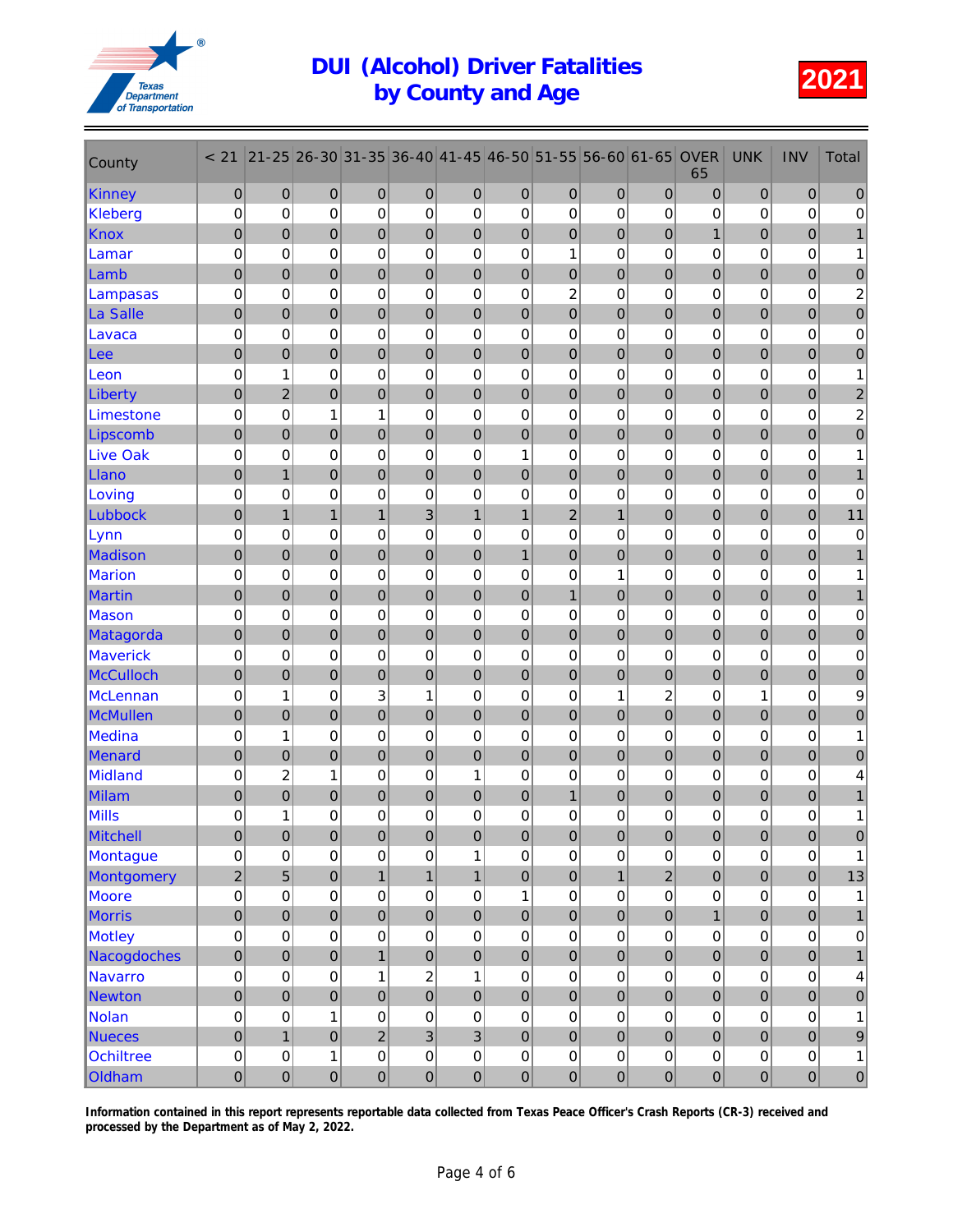# DUI (Alcohol) Driver Fatalities by County and Age

**2021**

| County | < 21 | 21-25 | 26-30 | 31-35 | 36-40 | 41-45 | 46-50 | 51-55 | 56-60 | 61-65 | OVER 65 | UNK | INV | Total |
|---|---|---|---|---|---|---|---|---|---|---|---|---|---|---|
| Kinney | 0 | 0 | 0 | 0 | 0 | 0 | 0 | 0 | 0 | 0 | 0 | 0 | 0 | 0 |
| Kleberg | 0 | 0 | 0 | 0 | 0 | 0 | 0 | 0 | 0 | 0 | 0 | 0 | 0 | 0 |
| Knox | 0 | 0 | 0 | 0 | 0 | 0 | 0 | 0 | 0 | 0 | 1 | 0 | 0 | 1 |
| Lamar | 0 | 0 | 0 | 0 | 0 | 0 | 0 | 1 | 0 | 0 | 0 | 0 | 0 | 1 |
| Lamb | 0 | 0 | 0 | 0 | 0 | 0 | 0 | 0 | 0 | 0 | 0 | 0 | 0 | 0 |
| Lampasas | 0 | 0 | 0 | 0 | 0 | 0 | 0 | 2 | 0 | 0 | 0 | 0 | 0 | 2 |
| La Salle | 0 | 0 | 0 | 0 | 0 | 0 | 0 | 0 | 0 | 0 | 0 | 0 | 0 | 0 |
| Lavaca | 0 | 0 | 0 | 0 | 0 | 0 | 0 | 0 | 0 | 0 | 0 | 0 | 0 | 0 |
| Lee | 0 | 0 | 0 | 0 | 0 | 0 | 0 | 0 | 0 | 0 | 0 | 0 | 0 | 0 |
| Leon | 0 | 1 | 0 | 0 | 0 | 0 | 0 | 0 | 0 | 0 | 0 | 0 | 0 | 1 |
| Liberty | 0 | 2 | 0 | 0 | 0 | 0 | 0 | 0 | 0 | 0 | 0 | 0 | 0 | 2 |
| Limestone | 0 | 0 | 1 | 1 | 0 | 0 | 0 | 0 | 0 | 0 | 0 | 0 | 0 | 2 |
| Lipscomb | 0 | 0 | 0 | 0 | 0 | 0 | 0 | 0 | 0 | 0 | 0 | 0 | 0 | 0 |
| Live Oak | 0 | 0 | 0 | 0 | 0 | 0 | 1 | 0 | 0 | 0 | 0 | 0 | 0 | 1 |
| Llano | 0 | 1 | 0 | 0 | 0 | 0 | 0 | 0 | 0 | 0 | 0 | 0 | 0 | 1 |
| Loving | 0 | 0 | 0 | 0 | 0 | 0 | 0 | 0 | 0 | 0 | 0 | 0 | 0 | 0 |
| Lubbock | 0 | 1 | 1 | 1 | 3 | 1 | 1 | 2 | 1 | 0 | 0 | 0 | 0 | 11 |
| Lynn | 0 | 0 | 0 | 0 | 0 | 0 | 0 | 0 | 0 | 0 | 0 | 0 | 0 | 0 |
| Madison | 0 | 0 | 0 | 0 | 0 | 0 | 1 | 0 | 0 | 0 | 0 | 0 | 0 | 1 |
| Marion | 0 | 0 | 0 | 0 | 0 | 0 | 0 | 0 | 1 | 0 | 0 | 0 | 0 | 1 |
| Martin | 0 | 0 | 0 | 0 | 0 | 0 | 0 | 1 | 0 | 0 | 0 | 0 | 0 | 1 |
| Mason | 0 | 0 | 0 | 0 | 0 | 0 | 0 | 0 | 0 | 0 | 0 | 0 | 0 | 0 |
| Matagorda | 0 | 0 | 0 | 0 | 0 | 0 | 0 | 0 | 0 | 0 | 0 | 0 | 0 | 0 |
| Maverick | 0 | 0 | 0 | 0 | 0 | 0 | 0 | 0 | 0 | 0 | 0 | 0 | 0 | 0 |
| McCulloch | 0 | 0 | 0 | 0 | 0 | 0 | 0 | 0 | 0 | 0 | 0 | 0 | 0 | 0 |
| McLennan | 0 | 1 | 0 | 3 | 1 | 0 | 0 | 0 | 1 | 2 | 0 | 1 | 0 | 9 |
| McMullen | 0 | 0 | 0 | 0 | 0 | 0 | 0 | 0 | 0 | 0 | 0 | 0 | 0 | 0 |
| Medina | 0 | 1 | 0 | 0 | 0 | 0 | 0 | 0 | 0 | 0 | 0 | 0 | 0 | 1 |
| Menard | 0 | 0 | 0 | 0 | 0 | 0 | 0 | 0 | 0 | 0 | 0 | 0 | 0 | 0 |
| Midland | 0 | 2 | 1 | 0 | 0 | 1 | 0 | 0 | 0 | 0 | 0 | 0 | 0 | 4 |
| Milam | 0 | 0 | 0 | 0 | 0 | 0 | 0 | 1 | 0 | 0 | 0 | 0 | 0 | 1 |
| Mills | 0 | 1 | 0 | 0 | 0 | 0 | 0 | 0 | 0 | 0 | 0 | 0 | 0 | 1 |
| Mitchell | 0 | 0 | 0 | 0 | 0 | 0 | 0 | 0 | 0 | 0 | 0 | 0 | 0 | 0 |
| Montague | 0 | 0 | 0 | 0 | 0 | 1 | 0 | 0 | 0 | 0 | 0 | 0 | 0 | 1 |
| Montgomery | 2 | 5 | 0 | 1 | 1 | 1 | 0 | 0 | 1 | 2 | 0 | 0 | 0 | 13 |
| Moore | 0 | 0 | 0 | 0 | 0 | 0 | 1 | 0 | 0 | 0 | 0 | 0 | 0 | 1 |
| Morris | 0 | 0 | 0 | 0 | 0 | 0 | 0 | 0 | 0 | 0 | 1 | 0 | 0 | 1 |
| Motley | 0 | 0 | 0 | 0 | 0 | 0 | 0 | 0 | 0 | 0 | 0 | 0 | 0 | 0 |
| Nacogdoches | 0 | 0 | 0 | 1 | 0 | 0 | 0 | 0 | 0 | 0 | 0 | 0 | 0 | 1 |
| Navarro | 0 | 0 | 0 | 1 | 2 | 1 | 0 | 0 | 0 | 0 | 0 | 0 | 0 | 4 |
| Newton | 0 | 0 | 0 | 0 | 0 | 0 | 0 | 0 | 0 | 0 | 0 | 0 | 0 | 0 |
| Nolan | 0 | 0 | 1 | 0 | 0 | 0 | 0 | 0 | 0 | 0 | 0 | 0 | 0 | 1 |
| Nueces | 0 | 1 | 0 | 2 | 3 | 3 | 0 | 0 | 0 | 0 | 0 | 0 | 0 | 9 |
| Ochiltree | 0 | 0 | 1 | 0 | 0 | 0 | 0 | 0 | 0 | 0 | 0 | 0 | 0 | 1 |
| Oldham | 0 | 0 | 0 | 0 | 0 | 0 | 0 | 0 | 0 | 0 | 0 | 0 | 0 | 0 |

**Information contained in this report represents reportable data collected from Texas Peace Officer's Crash Reports (CR-3) received and processed by the Department as of May 2, 2022.**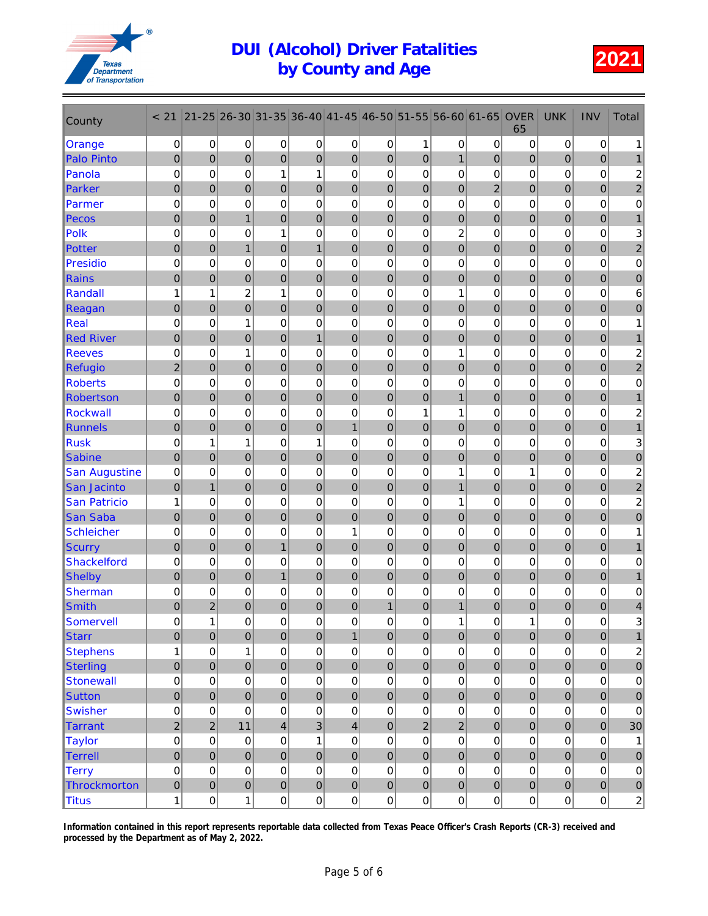# DUI (Alcohol) Driver Fatalities by County and Age

**2021**

| County | < 21 | 21-25 | 26-30 | 31-35 | 36-40 | 41-45 | 46-50 | 51-55 | 56-60 | 61-65 | OVER 65 | UNK | INV | Total |
|---|---|---|---|---|---|---|---|---|---|---|---|---|---|---|
| Orange | 0 | 0 | 0 | 0 | 0 | 0 | 0 | 1 | 0 | 0 | 0 | 0 | 0 | 1 |
| Palo Pinto | 0 | 0 | 0 | 0 | 0 | 0 | 0 | 0 | 1 | 0 | 0 | 0 | 0 | 1 |
| Panola | 0 | 0 | 0 | 1 | 1 | 0 | 0 | 0 | 0 | 0 | 0 | 0 | 0 | 2 |
| Parker | 0 | 0 | 0 | 0 | 0 | 0 | 0 | 0 | 0 | 2 | 0 | 0 | 0 | 2 |
| Parmer | 0 | 0 | 0 | 0 | 0 | 0 | 0 | 0 | 0 | 0 | 0 | 0 | 0 | 0 |
| Pecos | 0 | 0 | 1 | 0 | 0 | 0 | 0 | 0 | 0 | 0 | 0 | 0 | 0 | 1 |
| Polk | 0 | 0 | 0 | 1 | 0 | 0 | 0 | 0 | 2 | 0 | 0 | 0 | 0 | 3 |
| Potter | 0 | 0 | 1 | 0 | 1 | 0 | 0 | 0 | 0 | 0 | 0 | 0 | 0 | 2 |
| Presidio | 0 | 0 | 0 | 0 | 0 | 0 | 0 | 0 | 0 | 0 | 0 | 0 | 0 | 0 |
| Rains | 0 | 0 | 0 | 0 | 0 | 0 | 0 | 0 | 0 | 0 | 0 | 0 | 0 | 0 |
| Randall | 1 | 1 | 2 | 1 | 0 | 0 | 0 | 0 | 1 | 0 | 0 | 0 | 0 | 6 |
| Reagan | 0 | 0 | 0 | 0 | 0 | 0 | 0 | 0 | 0 | 0 | 0 | 0 | 0 | 0 |
| Real | 0 | 0 | 1 | 0 | 0 | 0 | 0 | 0 | 0 | 0 | 0 | 0 | 0 | 1 |
| Red River | 0 | 0 | 0 | 0 | 1 | 0 | 0 | 0 | 0 | 0 | 0 | 0 | 0 | 1 |
| Reeves | 0 | 0 | 1 | 0 | 0 | 0 | 0 | 0 | 1 | 0 | 0 | 0 | 0 | 2 |
| Refugio | 2 | 0 | 0 | 0 | 0 | 0 | 0 | 0 | 0 | 0 | 0 | 0 | 0 | 2 |
| Roberts | 0 | 0 | 0 | 0 | 0 | 0 | 0 | 0 | 0 | 0 | 0 | 0 | 0 | 0 |
| Robertson | 0 | 0 | 0 | 0 | 0 | 0 | 0 | 0 | 1 | 0 | 0 | 0 | 0 | 1 |
| Rockwall | 0 | 0 | 0 | 0 | 0 | 0 | 0 | 1 | 1 | 0 | 0 | 0 | 0 | 2 |
| Runnels | 0 | 0 | 0 | 0 | 0 | 0 | 1 | 0 | 0 | 0 | 0 | 0 | 0 | 1 |
| Rusk | 0 | 1 | 1 | 0 | 1 | 0 | 0 | 0 | 0 | 0 | 0 | 0 | 0 | 3 |
| Sabine | 0 | 0 | 0 | 0 | 0 | 0 | 0 | 0 | 0 | 0 | 0 | 0 | 0 | 0 |
| San Augustine | 0 | 0 | 0 | 0 | 0 | 0 | 0 | 0 | 1 | 0 | 1 | 0 | 0 | 2 |
| San Jacinto | 0 | 1 | 0 | 0 | 0 | 0 | 0 | 0 | 1 | 0 | 0 | 0 | 0 | 2 |
| San Patricio | 1 | 0 | 0 | 0 | 0 | 0 | 0 | 0 | 1 | 0 | 0 | 0 | 0 | 2 |
| San Saba | 0 | 0 | 0 | 0 | 0 | 0 | 0 | 0 | 0 | 0 | 0 | 0 | 0 | 0 |
| Schleicher | 0 | 0 | 0 | 0 | 0 | 1 | 0 | 0 | 0 | 0 | 0 | 0 | 0 | 1 |
| Scurry | 0 | 0 | 0 | 1 | 0 | 0 | 0 | 0 | 0 | 0 | 0 | 0 | 0 | 1 |
| Shackelford | 0 | 0 | 0 | 0 | 0 | 0 | 0 | 0 | 0 | 0 | 0 | 0 | 0 | 0 |
| Shelby | 0 | 0 | 0 | 1 | 0 | 0 | 0 | 0 | 0 | 0 | 0 | 0 | 0 | 1 |
| Sherman | 0 | 0 | 0 | 0 | 0 | 0 | 0 | 0 | 0 | 0 | 0 | 0 | 0 | 0 |
| Smith | 0 | 2 | 0 | 0 | 0 | 0 | 1 | 0 | 1 | 0 | 0 | 0 | 0 | 4 |
| Somervell | 0 | 1 | 0 | 0 | 0 | 0 | 0 | 0 | 1 | 0 | 1 | 0 | 0 | 3 |
| Starr | 0 | 0 | 0 | 0 | 0 | 1 | 0 | 0 | 0 | 0 | 0 | 0 | 0 | 1 |
| Stephens | 1 | 0 | 1 | 0 | 0 | 0 | 0 | 0 | 0 | 0 | 0 | 0 | 0 | 2 |
| Sterling | 0 | 0 | 0 | 0 | 0 | 0 | 0 | 0 | 0 | 0 | 0 | 0 | 0 | 0 |
| Stonewall | 0 | 0 | 0 | 0 | 0 | 0 | 0 | 0 | 0 | 0 | 0 | 0 | 0 | 0 |
| Sutton | 0 | 0 | 0 | 0 | 0 | 0 | 0 | 0 | 0 | 0 | 0 | 0 | 0 | 0 |
| Swisher | 0 | 0 | 0 | 0 | 0 | 0 | 0 | 0 | 0 | 0 | 0 | 0 | 0 | 0 |
| Tarrant | 2 | 2 | 11 | 4 | 3 | 4 | 0 | 2 | 2 | 0 | 0 | 0 | 0 | 30 |
| Taylor | 0 | 0 | 0 | 0 | 1 | 0 | 0 | 0 | 0 | 0 | 0 | 0 | 0 | 1 |
| Terrell | 0 | 0 | 0 | 0 | 0 | 0 | 0 | 0 | 0 | 0 | 0 | 0 | 0 | 0 |
| Terry | 0 | 0 | 0 | 0 | 0 | 0 | 0 | 0 | 0 | 0 | 0 | 0 | 0 | 0 |
| Throckmorton | 0 | 0 | 0 | 0 | 0 | 0 | 0 | 0 | 0 | 0 | 0 | 0 | 0 | 0 |
| Titus | 1 | 0 | 1 | 0 | 0 | 0 | 0 | 0 | 0 | 0 | 0 | 0 | 0 | 2 |

**Information contained in this report represents reportable data collected from Texas Peace Officer's Crash Reports (CR-3) received and processed by the Department as of May 2, 2022.**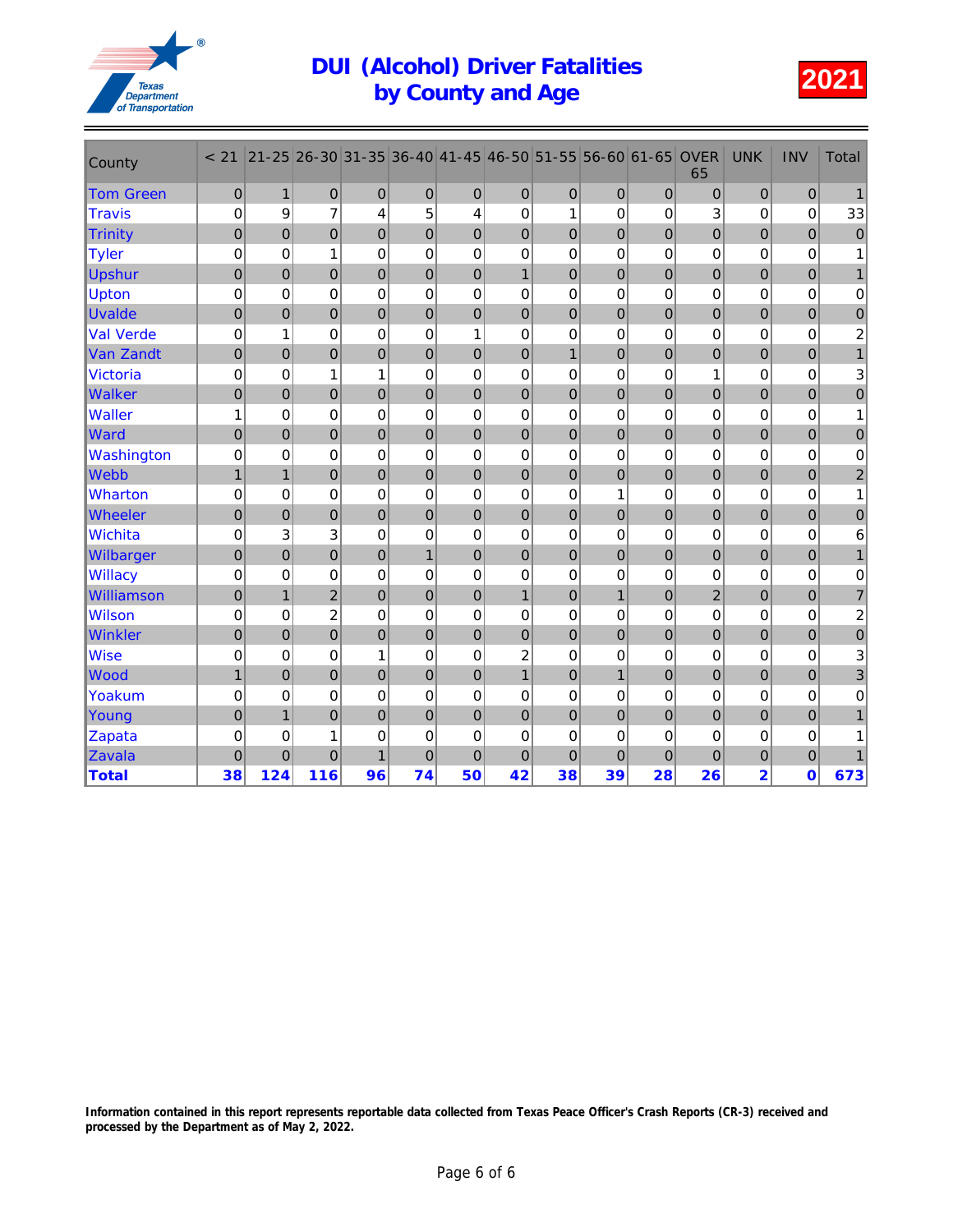# DUI (Alcohol) Driver Fatalities by County and Age

**2021**

| County | < 21 | 21-25 | 26-30 | 31-35 | 36-40 | 41-45 | 46-50 | 51-55 | 56-60 | 61-65 | OVER 65 | UNK | INV | Total |
|---|---|---|---|---|---|---|---|---|---|---|---|---|---|---|
| Tom Green | 0 | 1 | 0 | 0 | 0 | 0 | 0 | 0 | 0 | 0 | 0 | 0 | 0 | 1 |
| Travis | 0 | 9 | 7 | 4 | 5 | 4 | 0 | 1 | 0 | 0 | 3 | 0 | 0 | 33 |
| Trinity | 0 | 0 | 0 | 0 | 0 | 0 | 0 | 0 | 0 | 0 | 0 | 0 | 0 | 0 |
| Tyler | 0 | 0 | 1 | 0 | 0 | 0 | 0 | 0 | 0 | 0 | 0 | 0 | 0 | 1 |
| Upshur | 0 | 0 | 0 | 0 | 0 | 0 | 1 | 0 | 0 | 0 | 0 | 0 | 0 | 1 |
| Upton | 0 | 0 | 0 | 0 | 0 | 0 | 0 | 0 | 0 | 0 | 0 | 0 | 0 | 0 |
| Uvalde | 0 | 0 | 0 | 0 | 0 | 0 | 0 | 0 | 0 | 0 | 0 | 0 | 0 | 0 |
| Val Verde | 0 | 1 | 0 | 0 | 0 | 1 | 0 | 0 | 0 | 0 | 0 | 0 | 0 | 2 |
| Van Zandt | 0 | 0 | 0 | 0 | 0 | 0 | 0 | 1 | 0 | 0 | 0 | 0 | 0 | 1 |
| Victoria | 0 | 0 | 1 | 1 | 0 | 0 | 0 | 0 | 0 | 0 | 1 | 0 | 0 | 3 |
| Walker | 0 | 0 | 0 | 0 | 0 | 0 | 0 | 0 | 0 | 0 | 0 | 0 | 0 | 0 |
| Waller | 1 | 0 | 0 | 0 | 0 | 0 | 0 | 0 | 0 | 0 | 0 | 0 | 0 | 1 |
| Ward | 0 | 0 | 0 | 0 | 0 | 0 | 0 | 0 | 0 | 0 | 0 | 0 | 0 | 0 |
| Washington | 0 | 0 | 0 | 0 | 0 | 0 | 0 | 0 | 0 | 0 | 0 | 0 | 0 | 0 |
| Webb | 1 | 1 | 0 | 0 | 0 | 0 | 0 | 0 | 0 | 0 | 0 | 0 | 0 | 2 |
| Wharton | 0 | 0 | 0 | 0 | 0 | 0 | 0 | 0 | 1 | 0 | 0 | 0 | 0 | 1 |
| Wheeler | 0 | 0 | 0 | 0 | 0 | 0 | 0 | 0 | 0 | 0 | 0 | 0 | 0 | 0 |
| Wichita | 0 | 3 | 3 | 0 | 0 | 0 | 0 | 0 | 0 | 0 | 0 | 0 | 0 | 6 |
| Wilbarger | 0 | 0 | 0 | 0 | 1 | 0 | 0 | 0 | 0 | 0 | 0 | 0 | 0 | 1 |
| Willacy | 0 | 0 | 0 | 0 | 0 | 0 | 0 | 0 | 0 | 0 | 0 | 0 | 0 | 0 |
| Williamson | 0 | 1 | 2 | 0 | 0 | 0 | 1 | 0 | 1 | 0 | 2 | 0 | 0 | 7 |
| Wilson | 0 | 0 | 2 | 0 | 0 | 0 | 0 | 0 | 0 | 0 | 0 | 0 | 0 | 2 |
| Winkler | 0 | 0 | 0 | 0 | 0 | 0 | 0 | 0 | 0 | 0 | 0 | 0 | 0 | 0 |
| Wise | 0 | 0 | 0 | 1 | 0 | 0 | 2 | 0 | 0 | 0 | 0 | 0 | 0 | 3 |
| Wood | 1 | 0 | 0 | 0 | 0 | 0 | 1 | 0 | 1 | 0 | 0 | 0 | 0 | 3 |
| Yoakum | 0 | 0 | 0 | 0 | 0 | 0 | 0 | 0 | 0 | 0 | 0 | 0 | 0 | 0 |
| Young | 0 | 1 | 0 | 0 | 0 | 0 | 0 | 0 | 0 | 0 | 0 | 0 | 0 | 1 |
| Zapata | 0 | 0 | 1 | 0 | 0 | 0 | 0 | 0 | 0 | 0 | 0 | 0 | 0 | 1 |
| Zavala | 0 | 0 | 0 | 1 | 0 | 0 | 0 | 0 | 0 | 0 | 0 | 0 | 0 | 1 |
| **Total** | **38** | **124** | **116** | **96** | **74** | **50** | **42** | **38** | **39** | **28** | **26** | **2** | **0** | **673** |

**Information contained in this report represents reportable data collected from Texas Peace Officer's Crash Reports (CR-3) received and processed by the Department as of May 2, 2022.**